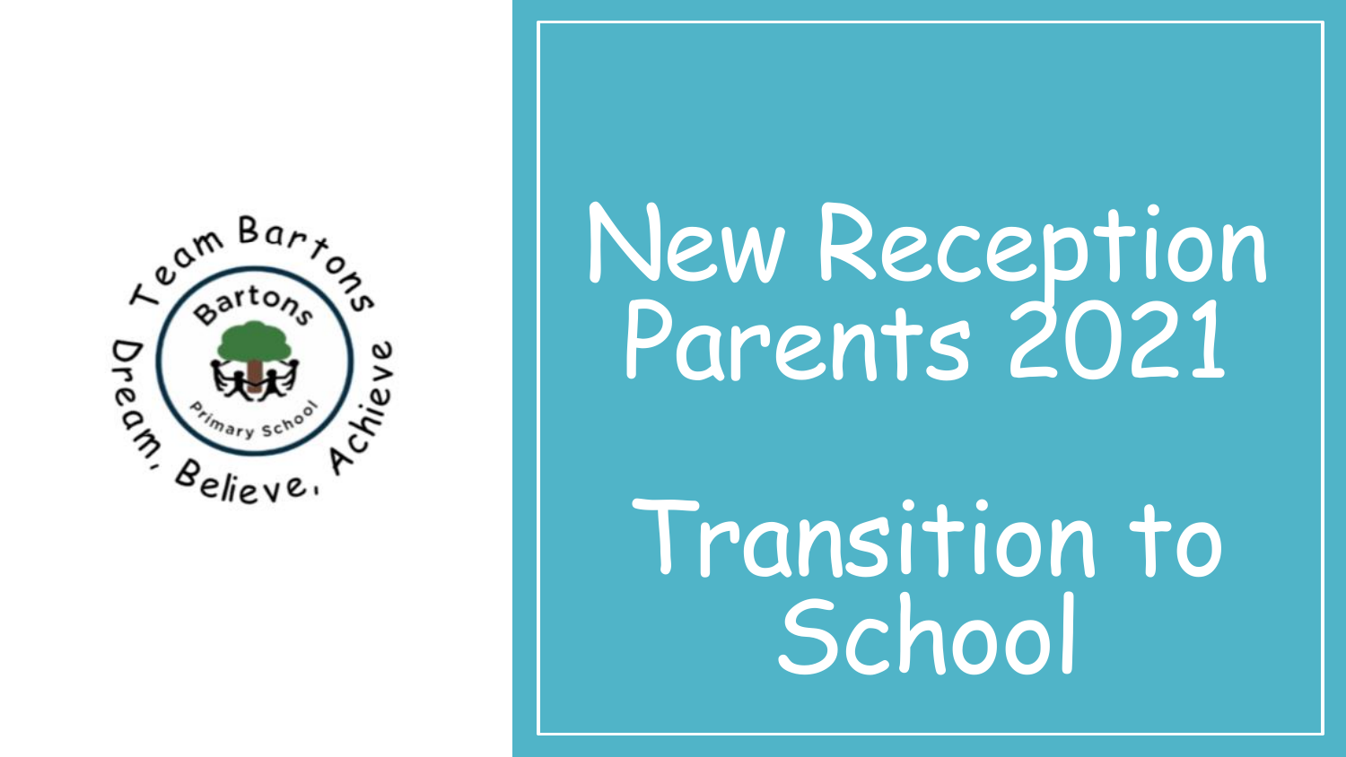# New Reception Parents 2021

# Transition to School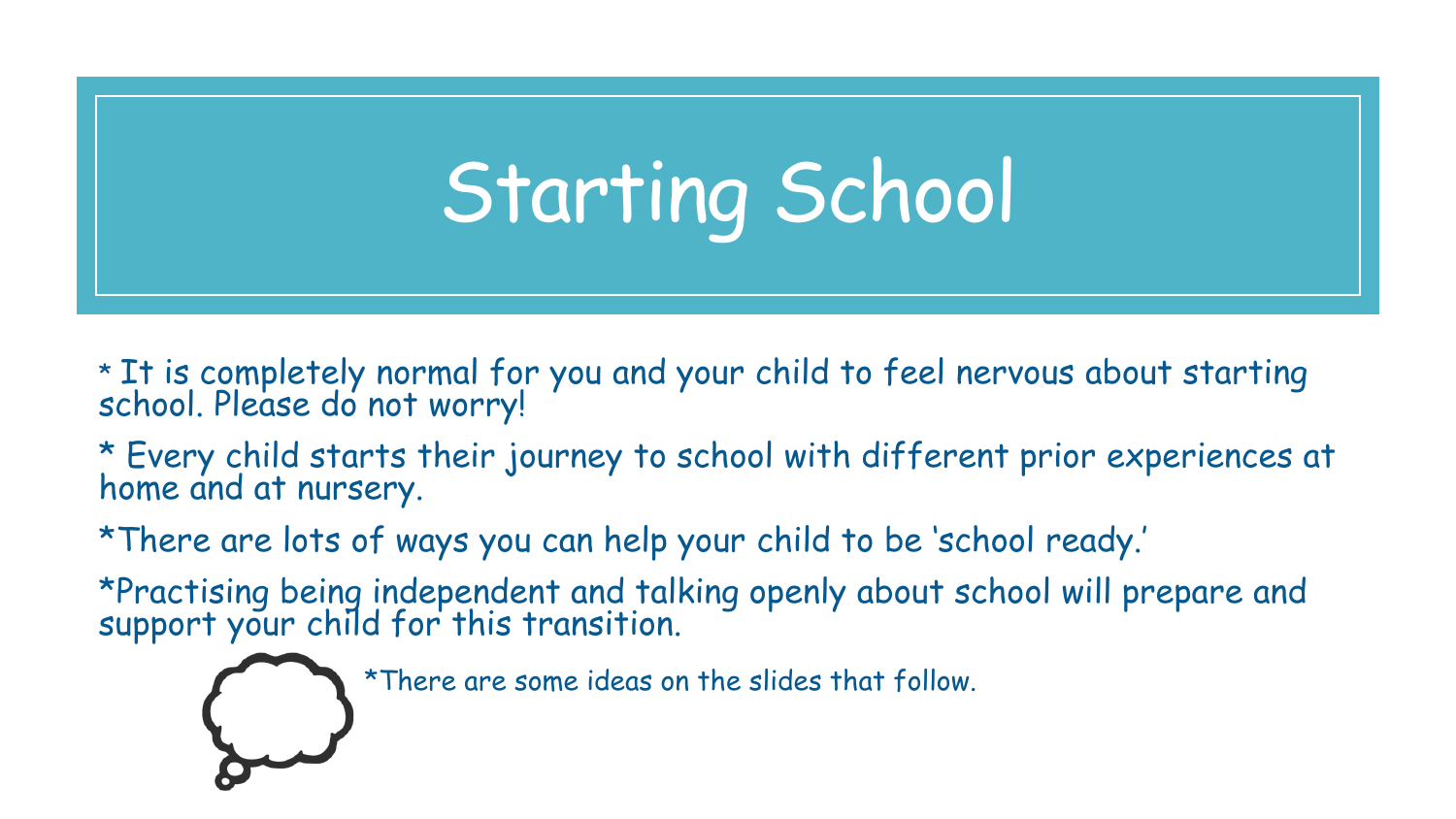# Starting School

* It is completely normal for you and your child to feel nervous about starting school. Please do not worry!

* Every child starts their journey to school with different prior experiences at home and at nursery.

*There are lots of ways you can help your child to be 'school ready.'

*Practising being independent and talking openly about school will prepare and support your child for this transition.

*There are some ideas on the slides that follow.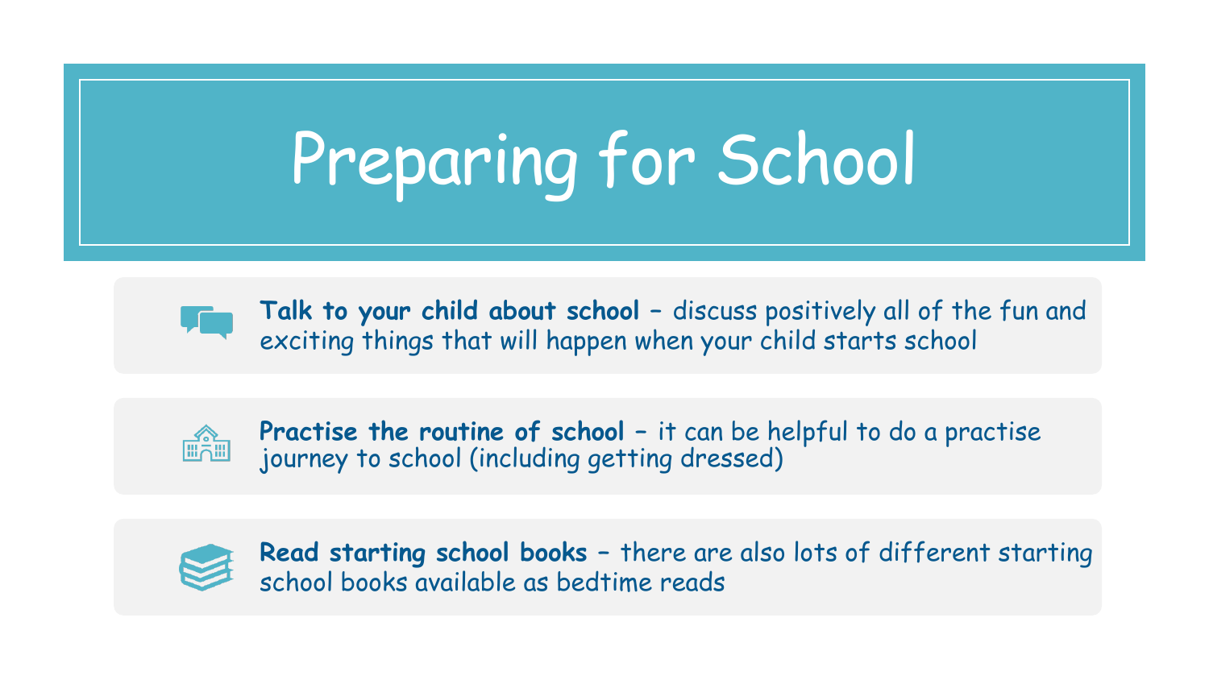# Preparing for School

- **Talk to your child about school** – discuss positively all of the fun and exciting things that will happen when your child starts school

- **Practise the routine of school** – it can be helpful to do a practise journey to school (including getting dressed)

- **Read starting school books** – there are also lots of different starting school books available as bedtime reads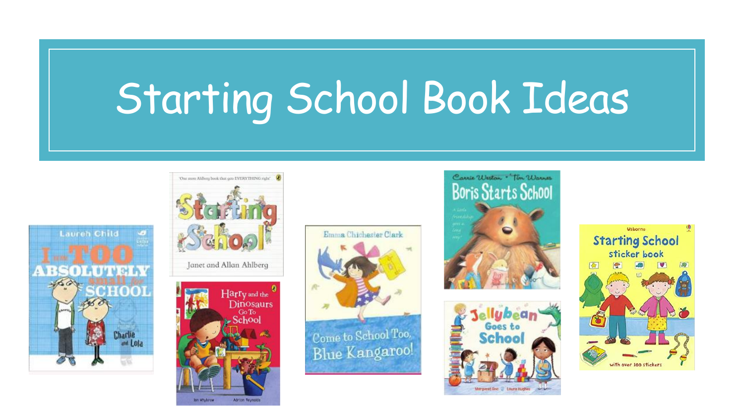# Starting School Book Ideas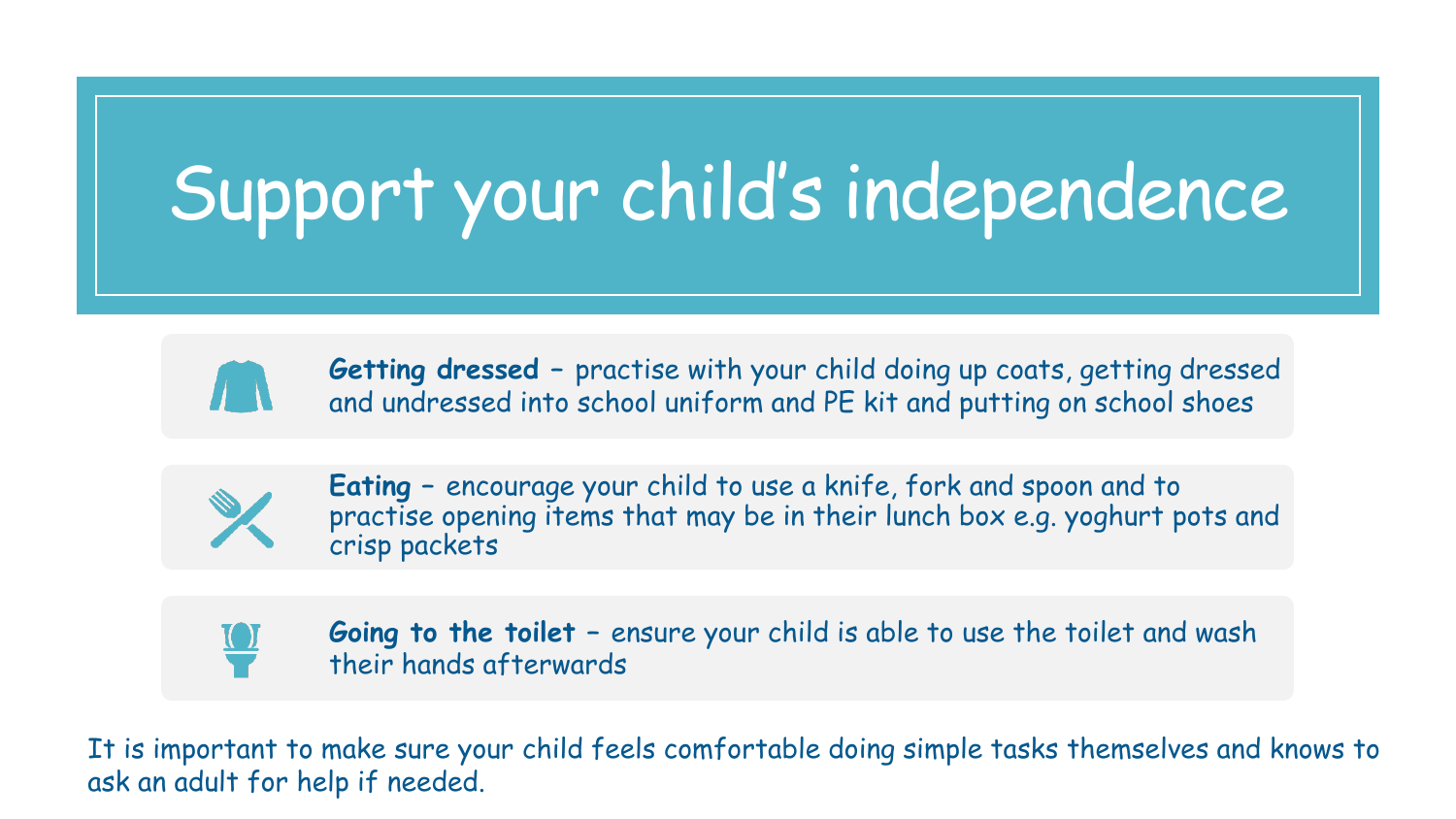# Support your child's independence

**Getting dressed** – practise with your child doing up coats, getting dressed and undressed into school uniform and PE kit and putting on school shoes

**Eating** – encourage your child to use a knife, fork and spoon and to practise opening items that may be in their lunch box e.g. yoghurt pots and crisp packets

**Going to the toilet** – ensure your child is able to use the toilet and wash their hands afterwards

It is important to make sure your child feels comfortable doing simple tasks themselves and knows to ask an adult for help if needed.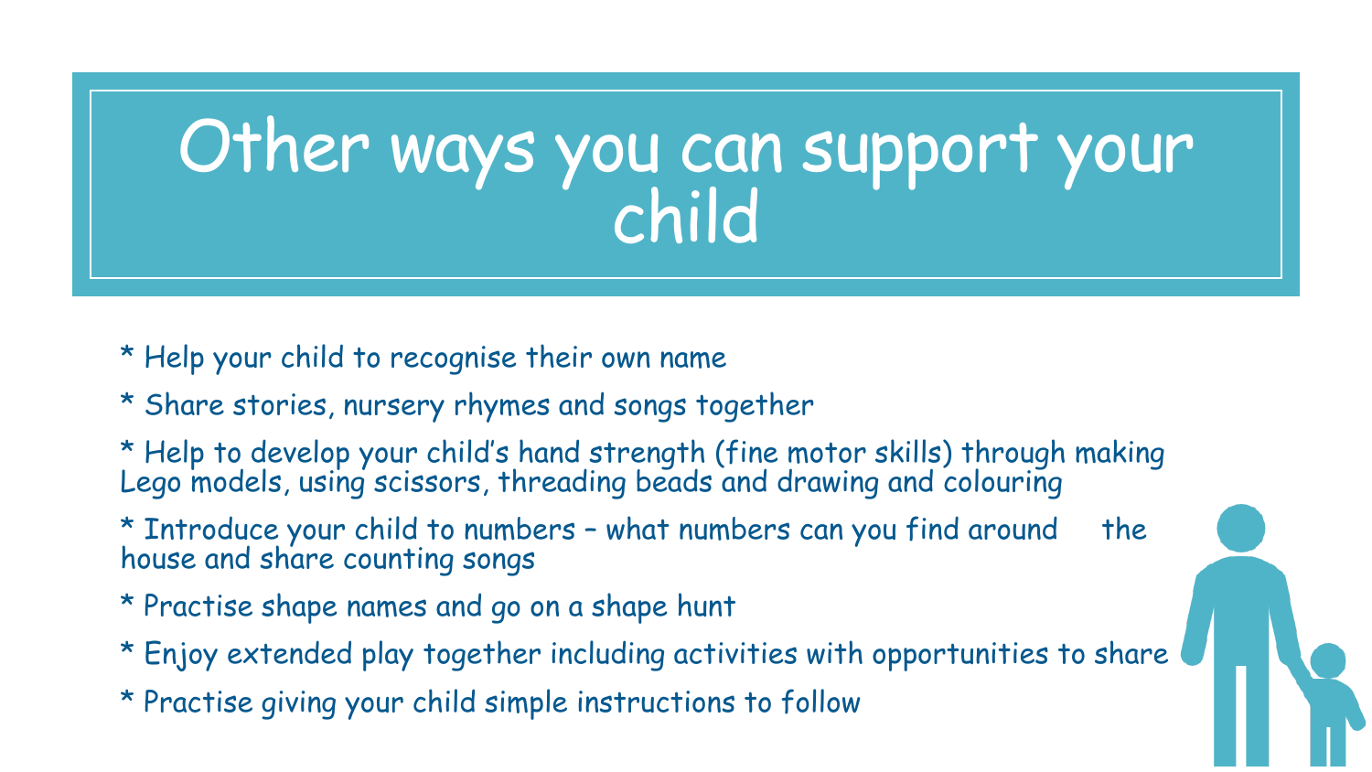# Other ways you can support your child

* Help your child to recognise their own name
* Share stories, nursery rhymes and songs together
* Help to develop your child's hand strength (fine motor skills) through making Lego models, using scissors, threading beads and drawing and colouring
* Introduce your child to numbers – what numbers can you find around the house and share counting songs
* Practise shape names and go on a shape hunt
* Enjoy extended play together including activities with opportunities to share
* Practise giving your child simple instructions to follow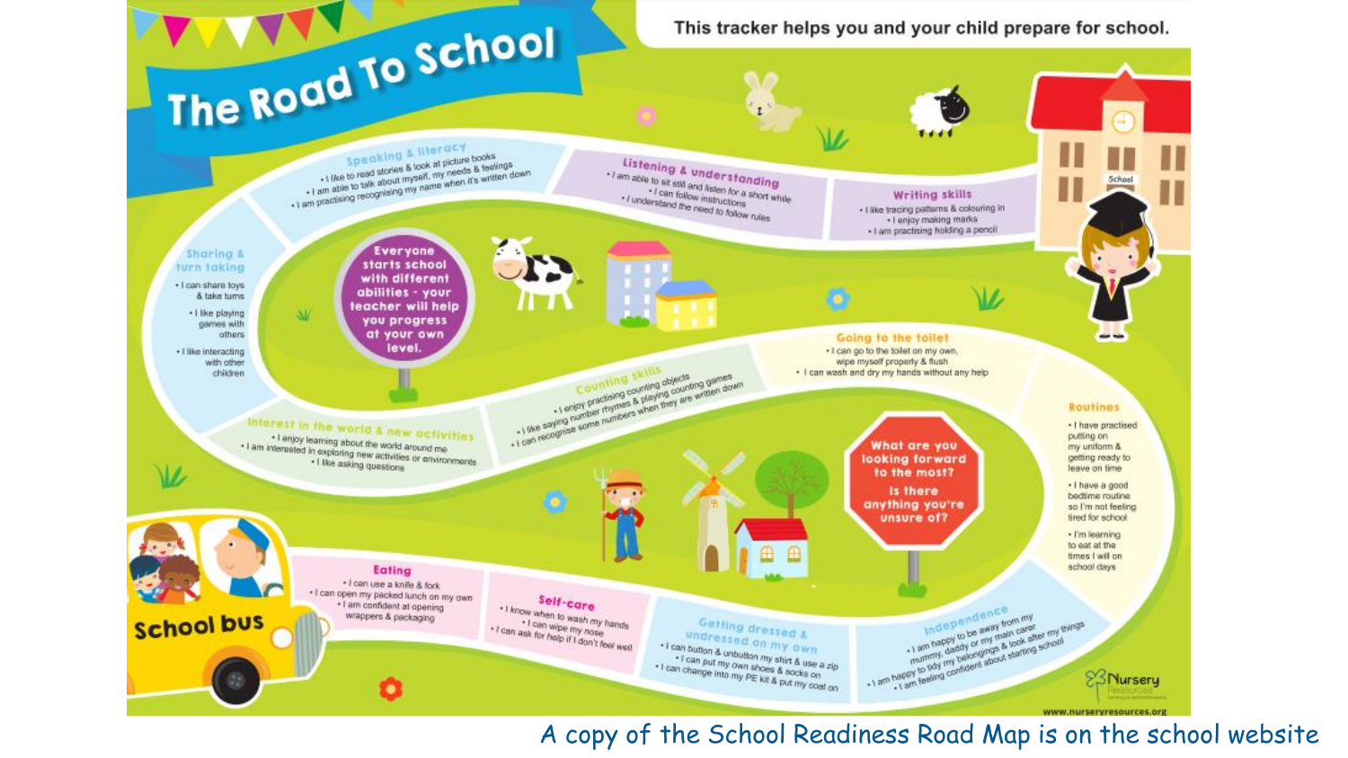# The Road To School

This tracker helps you and your child prepare for school.

### Speaking & literacy
- I like to read stories & look at picture books
- I am able to talk about myself, my needs & feelings
- I am practising recognising my name when it's written down

### Listening & understanding
- I am able to sit still and listen for a short while
- I can follow instructions
- I understand the need to follow rules

### Writing skills
- I like tracing patterns & colouring in
- I enjoy making marks
- I am practising holding a pencil

### Sharing & turn taking
- I can share toys & take turns
- I like playing games with others
- I like interacting with other children

Everyone starts school with different abilities - your teacher will help you progress at your own level.

### Going to the toilet
- I can go to the toilet on my own, wipe myself properly & flush
- I can wash and dry my hands without any help

### Counting skills
- I enjoy practising counting objects
- I like saying number rhymes & playing counting games
- I can recognise some numbers when they are written down

### Interest in the world & new activities
- I enjoy learning about the world around me
- I am interested in exploring new activities or environments
- I like asking questions

### Routines
- I have practised putting on my uniform & getting ready to leave on time
- I have a good bedtime routine so I'm not feeling tired for school
- I'm learning to eat at the times I will on school days

What are you looking forward to the most? Is there anything you're unsure of?

School bus

### Eating
- I can use a knife & fork
- I can open my packed lunch on my own
- I am confident at opening wrappers & packaging

### Self-care
- I know when to wash my hands
- I can wipe my nose
- I can ask for help if I don't feel well

### Getting dressed & undressed on my own
- I can button & unbutton my shirt & use a zip
- I can put my own shoes & socks on
- I can change into my PE kit & put my coat on

### Independence
- I am happy to be away from my mummy, daddy or my main carer
- I am happy to tidy my belongings & look after my things
- I am feeling confident about starting school

School

Nursery Resources

www.nurseryresources.org

A copy of the School Readiness Road Map is on the school website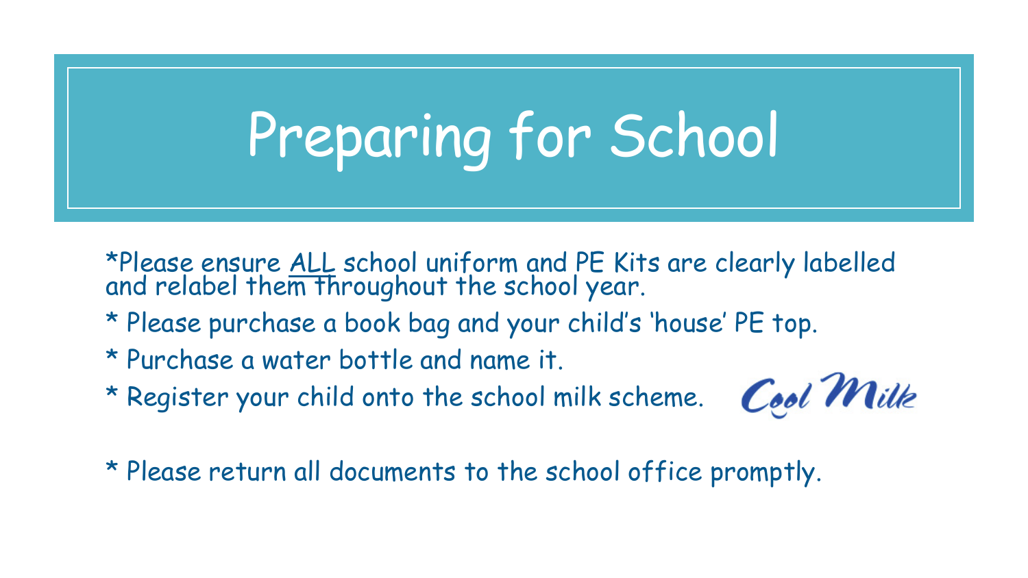# Preparing for School

*Please ensure <u>ALL</u> school uniform and PE Kits are clearly labelled and relabel them throughout the school year.

* Please purchase a book bag and your child's 'house' PE top.

* Purchase a water bottle and name it.

* Register your child onto the school milk scheme. Cool Milk

* Please return all documents to the school office promptly.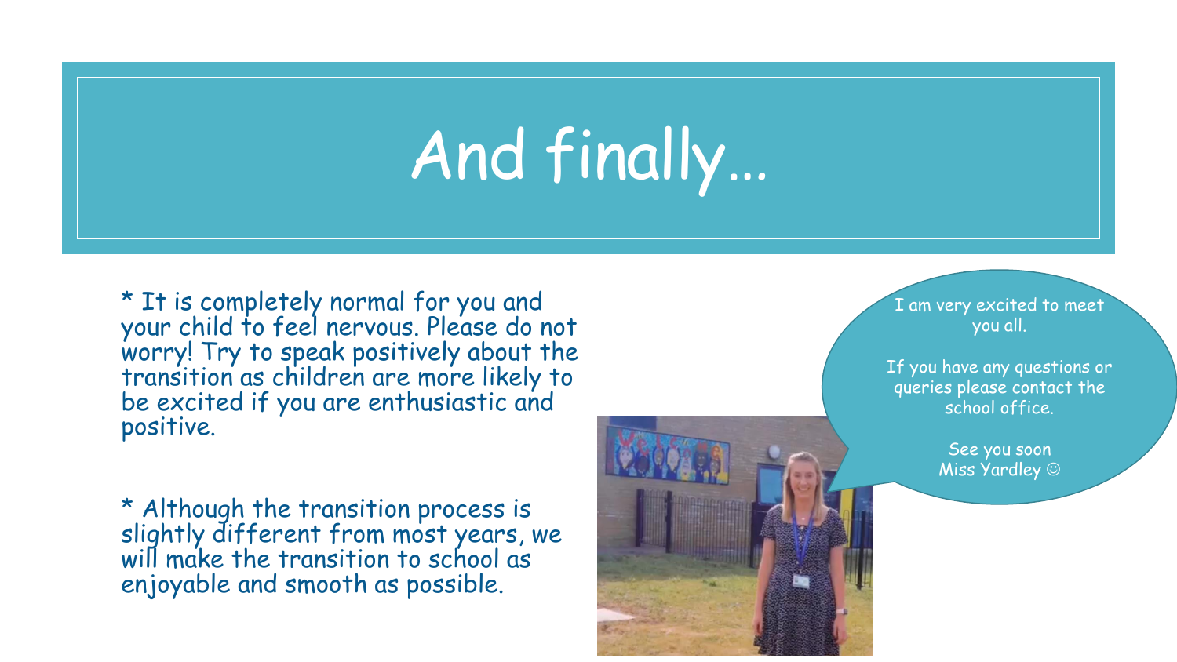# And finally…

* It is completely normal for you and your child to feel nervous. Please do not worry! Try to speak positively about the transition as children are more likely to be excited if you are enthusiastic and positive.

* Although the transition process is slightly different from most years, we will make the transition to school as enjoyable and smooth as possible.

I am very excited to meet you all.

If you have any questions or queries please contact the school office.

See you soon
Miss Yardley ☺